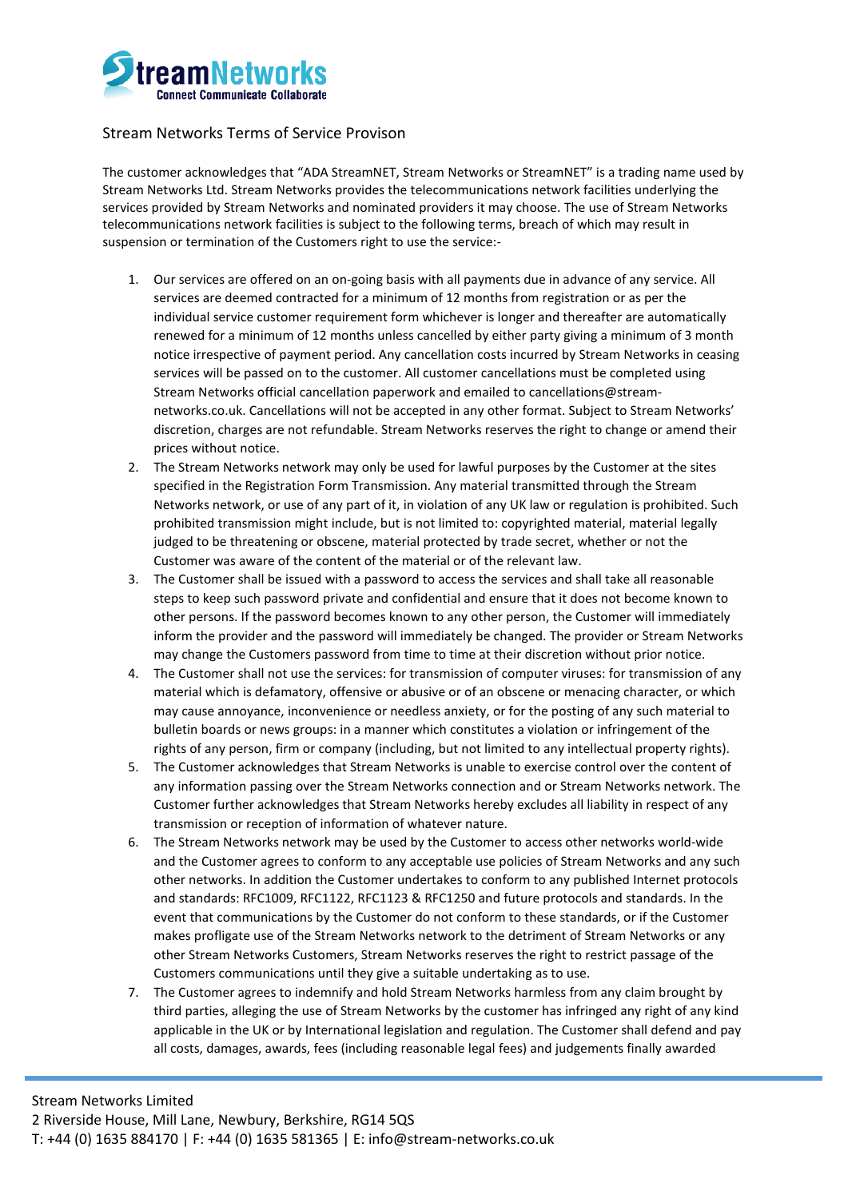Stream Networks Terms of Service Provison

The customer acknowledges that "ADA StreamNET, Stream Networks or StreamNET" is a trading name used by Stream Networks Ltd. Stream Networks provides the telecommunications network facilities underlying the services provided by Stream Networks and nominated providers it may choose. The use of Stream Networks telecommunications network facilities is subject to the following terms, breach of which may result in suspension or termination of the Customers right to use the service:-

1. Our services are offered on an on-going basis with all payments due in advance of any service. All services are deemed contracted for a minimum of 12 months from registration or as per the individual service customer requirement form whichever is longer and thereafter are automatically renewed for a minimum of 12 months unless cancelled by either party giving a minimum of 3 month notice irrespective of payment period. Any cancellation costs incurred by Stream Networks in ceasing services will be passed on to the customer. All customer cancellations must be completed using Stream Networks official cancellation paperwork and emailed to cancellations@stream-networks.co.uk. Cancellations will not be accepted in any other format. Subject to Stream Networks' discretion, charges are not refundable. Stream Networks reserves the right to change or amend their prices without notice.
2. The Stream Networks network may only be used for lawful purposes by the Customer at the sites specified in the Registration Form Transmission. Any material transmitted through the Stream Networks network, or use of any part of it, in violation of any UK law or regulation is prohibited. Such prohibited transmission might include, but is not limited to: copyrighted material, material legally judged to be threatening or obscene, material protected by trade secret, whether or not the Customer was aware of the content of the material or of the relevant law.
3. The Customer shall be issued with a password to access the services and shall take all reasonable steps to keep such password private and confidential and ensure that it does not become known to other persons. If the password becomes known to any other person, the Customer will immediately inform the provider and the password will immediately be changed. The provider or Stream Networks may change the Customers password from time to time at their discretion without prior notice.
4. The Customer shall not use the services: for transmission of computer viruses: for transmission of any material which is defamatory, offensive or abusive or of an obscene or menacing character, or which may cause annoyance, inconvenience or needless anxiety, or for the posting of any such material to bulletin boards or news groups: in a manner which constitutes a violation or infringement of the rights of any person, firm or company (including, but not limited to any intellectual property rights).
5. The Customer acknowledges that Stream Networks is unable to exercise control over the content of any information passing over the Stream Networks connection and or Stream Networks network. The Customer further acknowledges that Stream Networks hereby excludes all liability in respect of any transmission or reception of information of whatever nature.
6. The Stream Networks network may be used by the Customer to access other networks world-wide and the Customer agrees to conform to any acceptable use policies of Stream Networks and any such other networks. In addition the Customer undertakes to conform to any published Internet protocols and standards: RFC1009, RFC1122, RFC1123 & RFC1250 and future protocols and standards. In the event that communications by the Customer do not conform to these standards, or if the Customer makes profligate use of the Stream Networks network to the detriment of Stream Networks or any other Stream Networks Customers, Stream Networks reserves the right to restrict passage of the Customers communications until they give a suitable undertaking as to use.
7. The Customer agrees to indemnify and hold Stream Networks harmless from any claim brought by third parties, alleging the use of Stream Networks by the customer has infringed any right of any kind applicable in the UK or by International legislation and regulation. The Customer shall defend and pay all costs, damages, awards, fees (including reasonable legal fees) and judgements finally awarded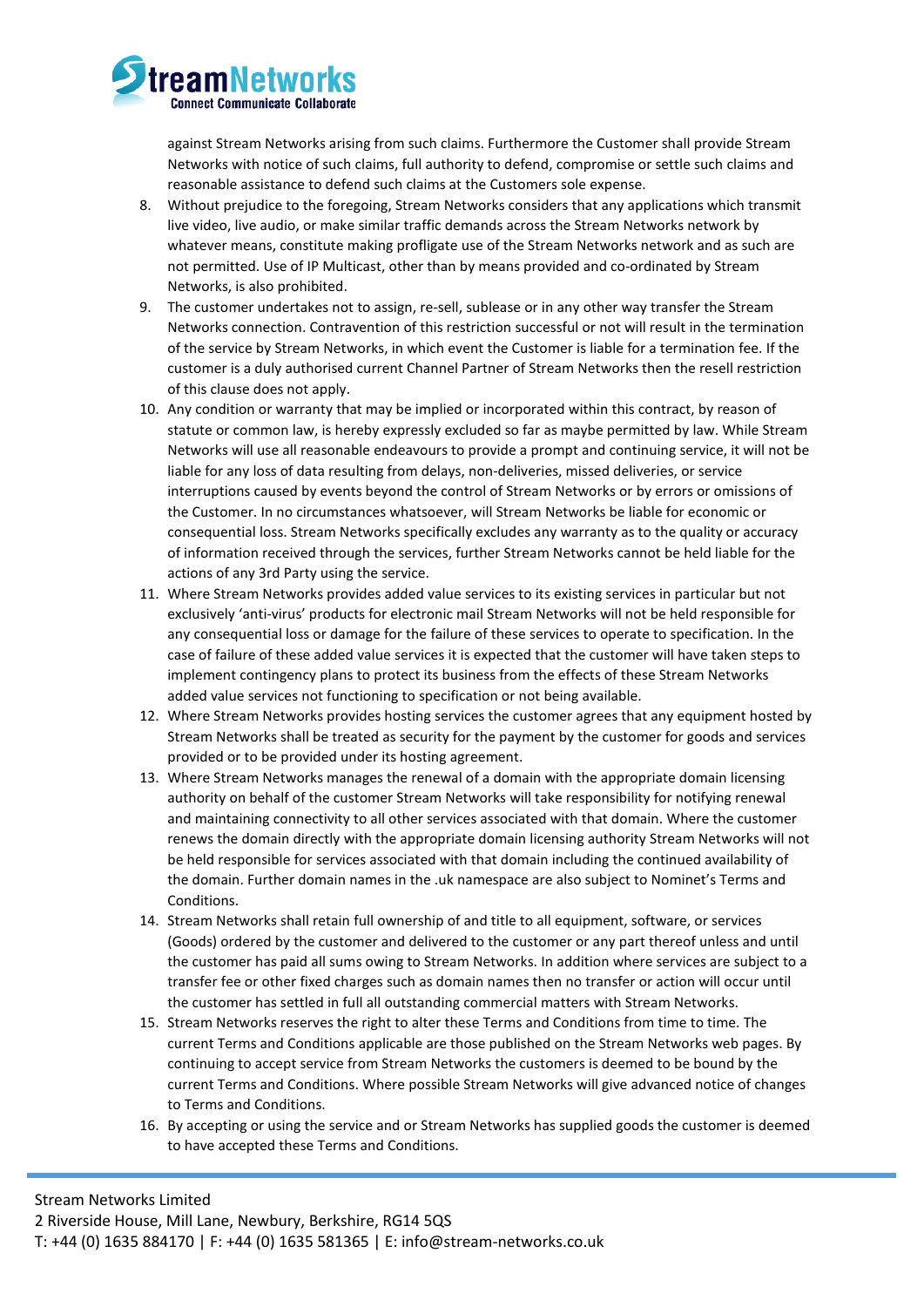against Stream Networks arising from such claims. Furthermore the Customer shall provide Stream Networks with notice of such claims, full authority to defend, compromise or settle such claims and reasonable assistance to defend such claims at the Customers sole expense.

8. Without prejudice to the foregoing, Stream Networks considers that any applications which transmit live video, live audio, or make similar traffic demands across the Stream Networks network by whatever means, constitute making profligate use of the Stream Networks network and as such are not permitted. Use of IP Multicast, other than by means provided and co-ordinated by Stream Networks, is also prohibited.
9. The customer undertakes not to assign, re-sell, sublease or in any other way transfer the Stream Networks connection. Contravention of this restriction successful or not will result in the termination of the service by Stream Networks, in which event the Customer is liable for a termination fee. If the customer is a duly authorised current Channel Partner of Stream Networks then the resell restriction of this clause does not apply.
10. Any condition or warranty that may be implied or incorporated within this contract, by reason of statute or common law, is hereby expressly excluded so far as maybe permitted by law. While Stream Networks will use all reasonable endeavours to provide a prompt and continuing service, it will not be liable for any loss of data resulting from delays, non-deliveries, missed deliveries, or service interruptions caused by events beyond the control of Stream Networks or by errors or omissions of the Customer. In no circumstances whatsoever, will Stream Networks be liable for economic or consequential loss. Stream Networks specifically excludes any warranty as to the quality or accuracy of information received through the services, further Stream Networks cannot be held liable for the actions of any 3rd Party using the service.
11. Where Stream Networks provides added value services to its existing services in particular but not exclusively 'anti-virus' products for electronic mail Stream Networks will not be held responsible for any consequential loss or damage for the failure of these services to operate to specification. In the case of failure of these added value services it is expected that the customer will have taken steps to implement contingency plans to protect its business from the effects of these Stream Networks added value services not functioning to specification or not being available.
12. Where Stream Networks provides hosting services the customer agrees that any equipment hosted by Stream Networks shall be treated as security for the payment by the customer for goods and services provided or to be provided under its hosting agreement.
13. Where Stream Networks manages the renewal of a domain with the appropriate domain licensing authority on behalf of the customer Stream Networks will take responsibility for notifying renewal and maintaining connectivity to all other services associated with that domain. Where the customer renews the domain directly with the appropriate domain licensing authority Stream Networks will not be held responsible for services associated with that domain including the continued availability of the domain. Further domain names in the .uk namespace are also subject to Nominet's Terms and Conditions.
14. Stream Networks shall retain full ownership of and title to all equipment, software, or services (Goods) ordered by the customer and delivered to the customer or any part thereof unless and until the customer has paid all sums owing to Stream Networks. In addition where services are subject to a transfer fee or other fixed charges such as domain names then no transfer or action will occur until the customer has settled in full all outstanding commercial matters with Stream Networks.
15. Stream Networks reserves the right to alter these Terms and Conditions from time to time. The current Terms and Conditions applicable are those published on the Stream Networks web pages. By continuing to accept service from Stream Networks the customers is deemed to be bound by the current Terms and Conditions. Where possible Stream Networks will give advanced notice of changes to Terms and Conditions.
16. By accepting or using the service and or Stream Networks has supplied goods the customer is deemed to have accepted these Terms and Conditions.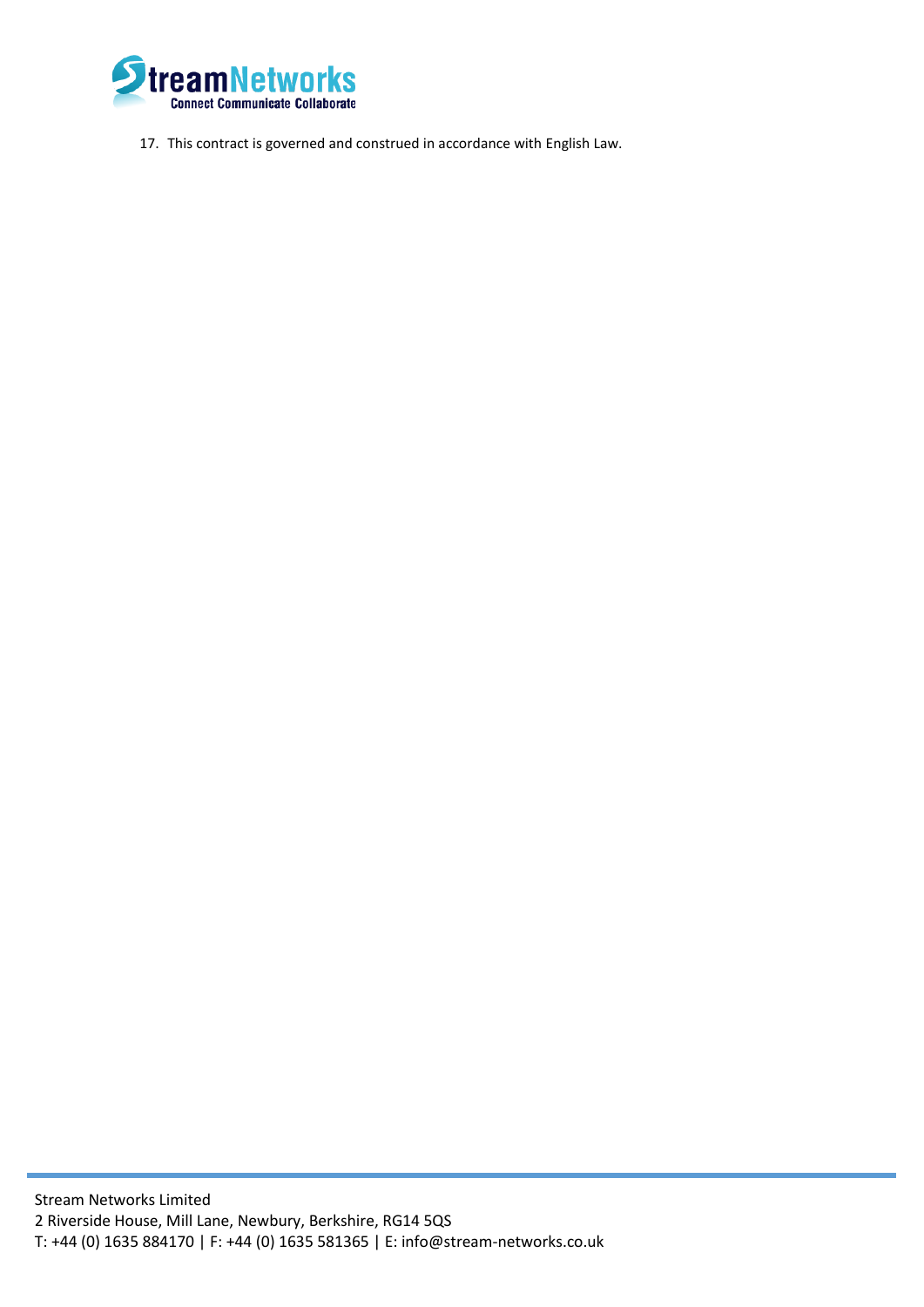17. This contract is governed and construed in accordance with English Law.